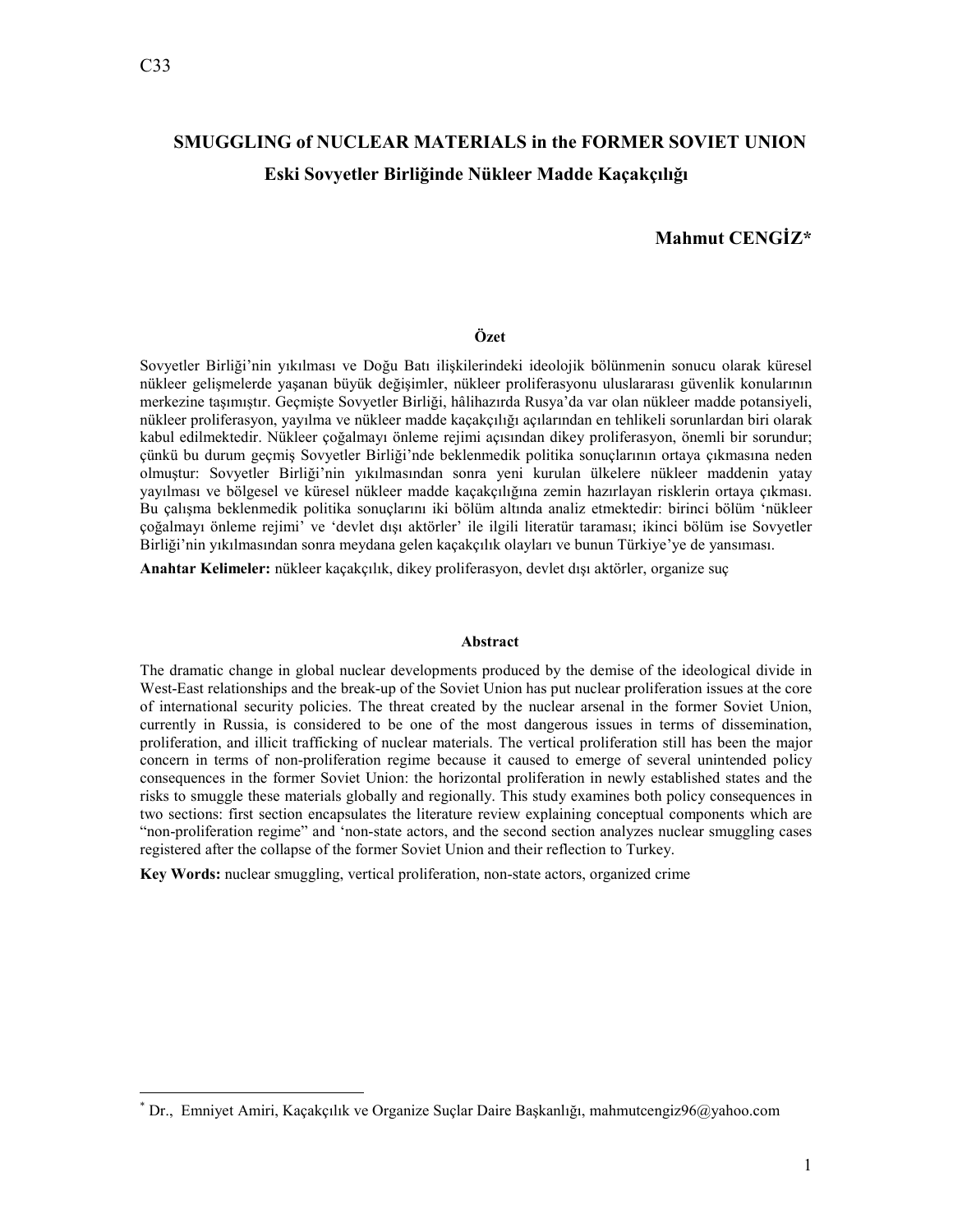C33

# SMUGGLING of NUCLEAR MATERIALS in the FORMER SOVIET UNION

## Eski Sovyetler Birliğinde Nükleer Madde Kaçakçılığı

**Mahmut CENGİZ***

### Özet

Sovyetler Birliği'nin yıkılması ve Doğu Batı ilişkilerindeki ideolojik bölünmenin sonucu olarak küresel nükleer gelişmelerde yaşanan büyük değişimler, nükleer proliferasyonu uluslararası güvenlik konularının merkezine taşımıştır. Geçmişte Sovyetler Birliği, hâlihazırda Rusya'da var olan nükleer madde potansiyeli, nükleer proliferasyon, yayılma ve nükleer madde kaçakçılığı açılarından en tehlikeli sorunlardan biri olarak kabul edilmektedir. Nükleer çoğalmayı önleme rejimi açısından dikey proliferasyon, önemli bir sorundur; çünkü bu durum geçmiş Sovyetler Birliği'nde beklenmedik politika sonuçlarının ortaya çıkmasına neden olmuştur: Sovyetler Birliği'nin yıkılmasından sonra yeni kurulan ülkelere nükleer maddenin yatay yayılması ve bölgesel ve küresel nükleer madde kaçakçılığına zemin hazırlayan risklerin ortaya çıkması. Bu çalışma beklenmedik politika sonuçlarını iki bölüm altında analiz etmektedir: birinci bölüm 'nükleer çoğalmayı önleme rejimi' ve 'devlet dışı aktörler' ile ilgili literatür taraması; ikinci bölüm ise Sovyetler Birliği'nin yıkılmasından sonra meydana gelen kaçakçılık olayları ve bunun Türkiye'ye de yansıması.

**Anahtar Kelimeler:** nükleer kaçakçılık, dikey proliferasyon, devlet dışı aktörler, organize suç

### Abstract

The dramatic change in global nuclear developments produced by the demise of the ideological divide in West-East relationships and the break-up of the Soviet Union has put nuclear proliferation issues at the core of international security policies. The threat created by the nuclear arsenal in the former Soviet Union, currently in Russia, is considered to be one of the most dangerous issues in terms of dissemination, proliferation, and illicit trafficking of nuclear materials. The vertical proliferation still has been the major concern in terms of non-proliferation regime because it caused to emerge of several unintended policy consequences in the former Soviet Union: the horizontal proliferation in newly established states and the risks to smuggle these materials globally and regionally. This study examines both policy consequences in two sections: first section encapsulates the literature review explaining conceptual components which are "non-proliferation regime" and 'non-state actors, and the second section analyzes nuclear smuggling cases registered after the collapse of the former Soviet Union and their reflection to Turkey.

**Key Words:** nuclear smuggling, vertical proliferation, non-state actors, organized crime

---

* Dr., Emniyet Amiri, Kaçakçılık ve Organize Suçlar Daire Başkanlığı, mahmutcengiz96@yahoo.com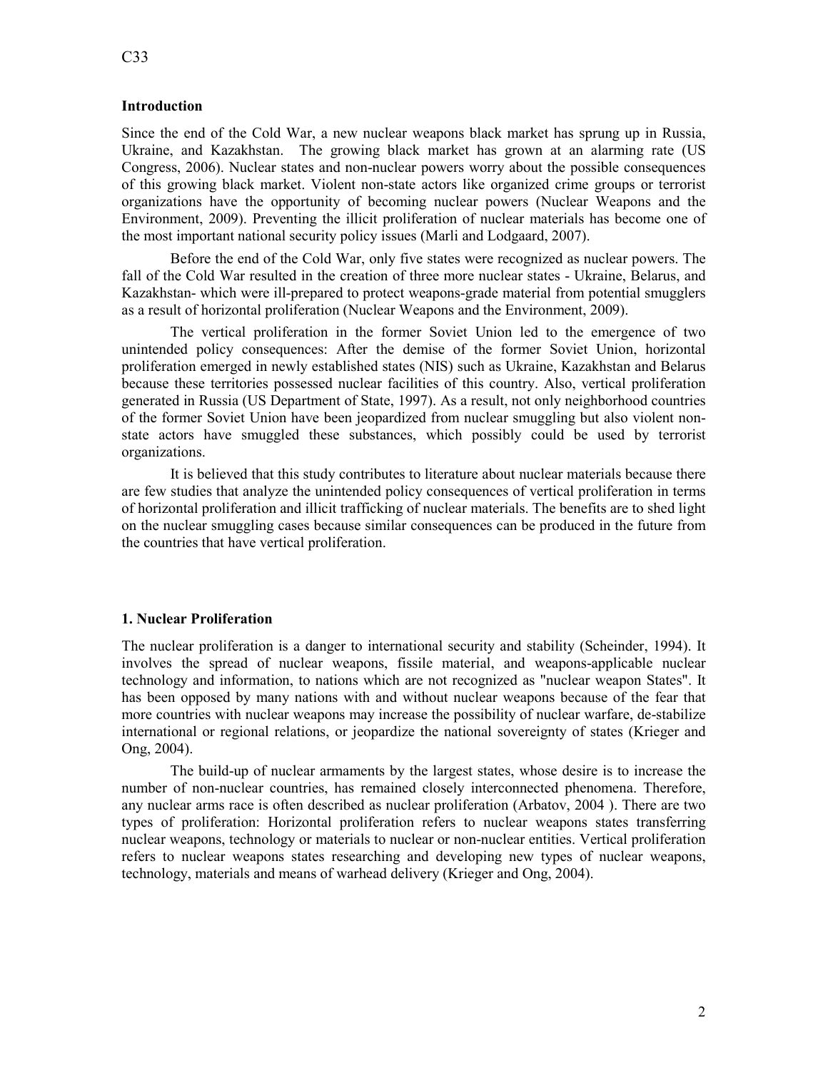C33

**Introduction**

Since the end of the Cold War, a new nuclear weapons black market has sprung up in Russia, Ukraine, and Kazakhstan. The growing black market has grown at an alarming rate (US Congress, 2006). Nuclear states and non-nuclear powers worry about the possible consequences of this growing black market. Violent non-state actors like organized crime groups or terrorist organizations have the opportunity of becoming nuclear powers (Nuclear Weapons and the Environment, 2009). Preventing the illicit proliferation of nuclear materials has become one of the most important national security policy issues (Marli and Lodgaard, 2007).

Before the end of the Cold War, only five states were recognized as nuclear powers. The fall of the Cold War resulted in the creation of three more nuclear states - Ukraine, Belarus, and Kazakhstan- which were ill-prepared to protect weapons-grade material from potential smugglers as a result of horizontal proliferation (Nuclear Weapons and the Environment, 2009).

The vertical proliferation in the former Soviet Union led to the emergence of two unintended policy consequences: After the demise of the former Soviet Union, horizontal proliferation emerged in newly established states (NIS) such as Ukraine, Kazakhstan and Belarus because these territories possessed nuclear facilities of this country. Also, vertical proliferation generated in Russia (US Department of State, 1997). As a result, not only neighborhood countries of the former Soviet Union have been jeopardized from nuclear smuggling but also violent non-state actors have smuggled these substances, which possibly could be used by terrorist organizations.

It is believed that this study contributes to literature about nuclear materials because there are few studies that analyze the unintended policy consequences of vertical proliferation in terms of horizontal proliferation and illicit trafficking of nuclear materials. The benefits are to shed light on the nuclear smuggling cases because similar consequences can be produced in the future from the countries that have vertical proliferation.

**1. Nuclear Proliferation**

The nuclear proliferation is a danger to international security and stability (Scheinder, 1994). It involves the spread of nuclear weapons, fissile material, and weapons-applicable nuclear technology and information, to nations which are not recognized as "nuclear weapon States". It has been opposed by many nations with and without nuclear weapons because of the fear that more countries with nuclear weapons may increase the possibility of nuclear warfare, de-stabilize international or regional relations, or jeopardize the national sovereignty of states (Krieger and Ong, 2004).

The build-up of nuclear armaments by the largest states, whose desire is to increase the number of non-nuclear countries, has remained closely interconnected phenomena. Therefore, any nuclear arms race is often described as nuclear proliferation (Arbatov, 2004 ). There are two types of proliferation: Horizontal proliferation refers to nuclear weapons states transferring nuclear weapons, technology or materials to nuclear or non-nuclear entities. Vertical proliferation refers to nuclear weapons states researching and developing new types of nuclear weapons, technology, materials and means of warhead delivery (Krieger and Ong, 2004).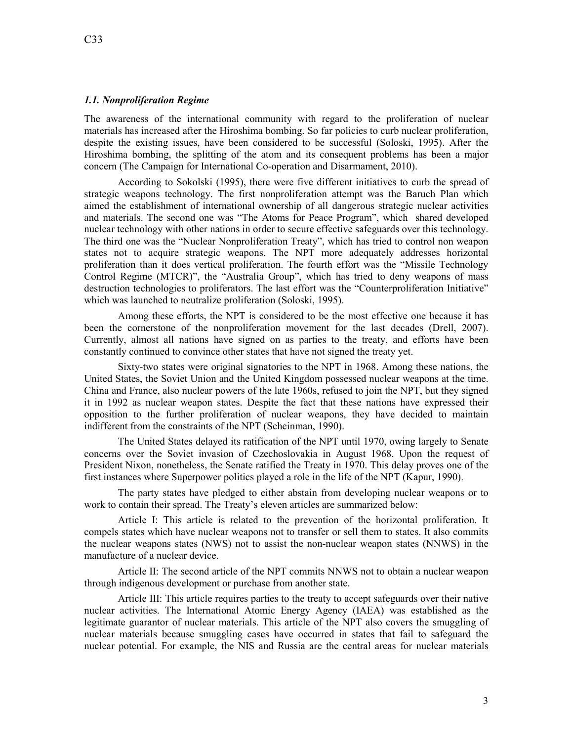### *1.1. Nonproliferation Regime*

The awareness of the international community with regard to the proliferation of nuclear materials has increased after the Hiroshima bombing. So far policies to curb nuclear proliferation, despite the existing issues, have been considered to be successful (Soloski, 1995). After the Hiroshima bombing, the splitting of the atom and its consequent problems has been a major concern (The Campaign for International Co-operation and Disarmament, 2010).

According to Sokolski (1995), there were five different initiatives to curb the spread of strategic weapons technology. The first nonproliferation attempt was the Baruch Plan which aimed the establishment of international ownership of all dangerous strategic nuclear activities and materials. The second one was "The Atoms for Peace Program", which shared developed nuclear technology with other nations in order to secure effective safeguards over this technology. The third one was the "Nuclear Nonproliferation Treaty", which has tried to control non weapon states not to acquire strategic weapons. The NPT more adequately addresses horizontal proliferation than it does vertical proliferation. The fourth effort was the "Missile Technology Control Regime (MTCR)", the "Australia Group", which has tried to deny weapons of mass destruction technologies to proliferators. The last effort was the "Counterproliferation Initiative" which was launched to neutralize proliferation (Soloski, 1995).

Among these efforts, the NPT is considered to be the most effective one because it has been the cornerstone of the nonproliferation movement for the last decades (Drell, 2007). Currently, almost all nations have signed on as parties to the treaty, and efforts have been constantly continued to convince other states that have not signed the treaty yet.

Sixty-two states were original signatories to the NPT in 1968. Among these nations, the United States, the Soviet Union and the United Kingdom possessed nuclear weapons at the time. China and France, also nuclear powers of the late 1960s, refused to join the NPT, but they signed it in 1992 as nuclear weapon states. Despite the fact that these nations have expressed their opposition to the further proliferation of nuclear weapons, they have decided to maintain indifferent from the constraints of the NPT (Scheinman, 1990).

The United States delayed its ratification of the NPT until 1970, owing largely to Senate concerns over the Soviet invasion of Czechoslovakia in August 1968. Upon the request of President Nixon, nonetheless, the Senate ratified the Treaty in 1970. This delay proves one of the first instances where Superpower politics played a role in the life of the NPT (Kapur, 1990).

The party states have pledged to either abstain from developing nuclear weapons or to work to contain their spread. The Treaty's eleven articles are summarized below:

Article I: This article is related to the prevention of the horizontal proliferation. It compels states which have nuclear weapons not to transfer or sell them to states. It also commits the nuclear weapons states (NWS) not to assist the non-nuclear weapon states (NNWS) in the manufacture of a nuclear device.

Article II: The second article of the NPT commits NNWS not to obtain a nuclear weapon through indigenous development or purchase from another state.

Article III: This article requires parties to the treaty to accept safeguards over their native nuclear activities. The International Atomic Energy Agency (IAEA) was established as the legitimate guarantor of nuclear materials. This article of the NPT also covers the smuggling of nuclear materials because smuggling cases have occurred in states that fail to safeguard the nuclear potential. For example, the NIS and Russia are the central areas for nuclear materials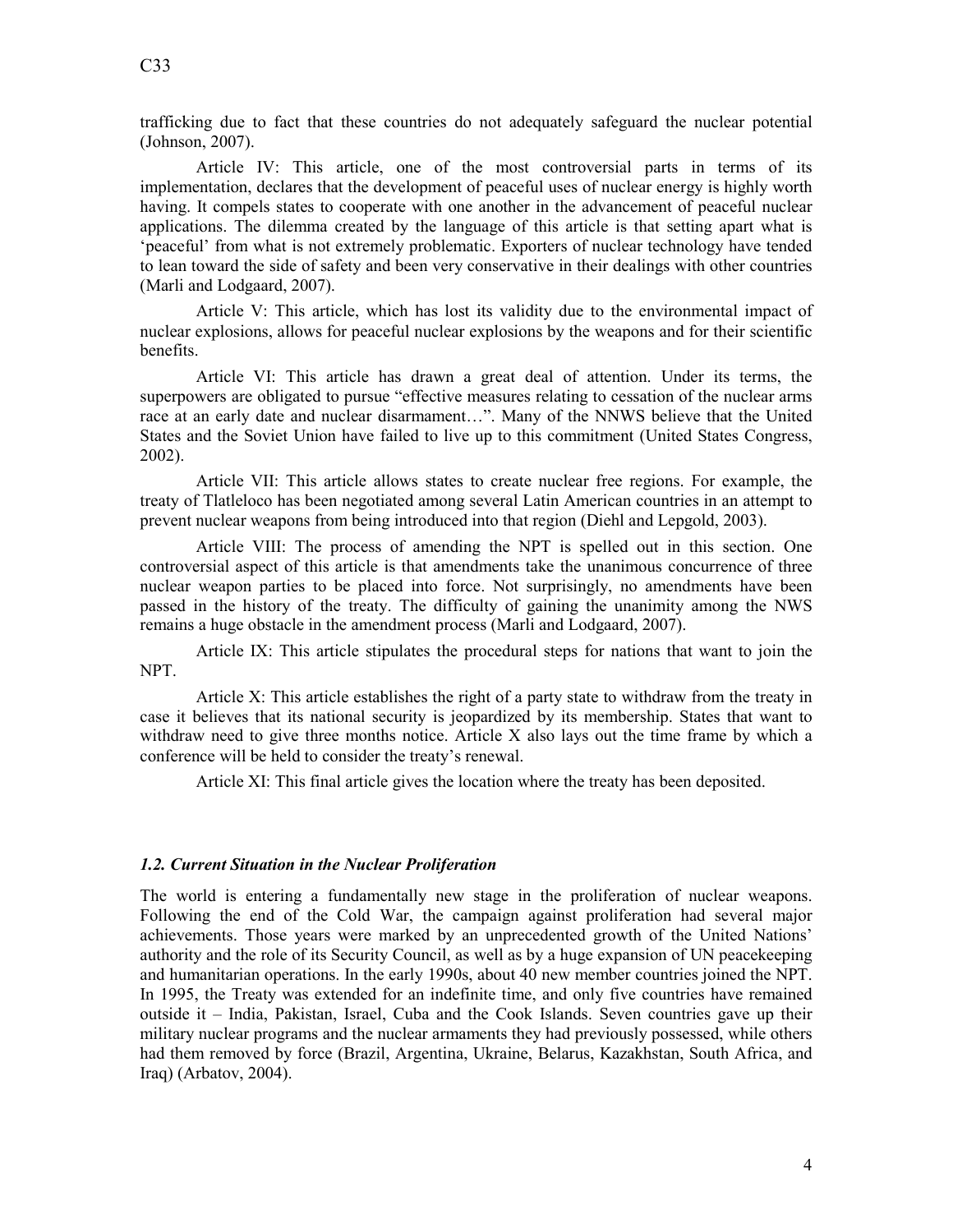trafficking due to fact that these countries do not adequately safeguard the nuclear potential (Johnson, 2007).

Article IV: This article, one of the most controversial parts in terms of its implementation, declares that the development of peaceful uses of nuclear energy is highly worth having. It compels states to cooperate with one another in the advancement of peaceful nuclear applications. The dilemma created by the language of this article is that setting apart what is 'peaceful' from what is not extremely problematic. Exporters of nuclear technology have tended to lean toward the side of safety and been very conservative in their dealings with other countries (Marli and Lodgaard, 2007).

Article V: This article, which has lost its validity due to the environmental impact of nuclear explosions, allows for peaceful nuclear explosions by the weapons and for their scientific benefits.

Article VI: This article has drawn a great deal of attention. Under its terms, the superpowers are obligated to pursue "effective measures relating to cessation of the nuclear arms race at an early date and nuclear disarmament…". Many of the NNWS believe that the United States and the Soviet Union have failed to live up to this commitment (United States Congress, 2002).

Article VII: This article allows states to create nuclear free regions. For example, the treaty of Tlatleloco has been negotiated among several Latin American countries in an attempt to prevent nuclear weapons from being introduced into that region (Diehl and Lepgold, 2003).

Article VIII: The process of amending the NPT is spelled out in this section. One controversial aspect of this article is that amendments take the unanimous concurrence of three nuclear weapon parties to be placed into force. Not surprisingly, no amendments have been passed in the history of the treaty. The difficulty of gaining the unanimity among the NWS remains a huge obstacle in the amendment process (Marli and Lodgaard, 2007).

Article IX: This article stipulates the procedural steps for nations that want to join the NPT.

Article X: This article establishes the right of a party state to withdraw from the treaty in case it believes that its national security is jeopardized by its membership. States that want to withdraw need to give three months notice. Article X also lays out the time frame by which a conference will be held to consider the treaty's renewal.

Article XI: This final article gives the location where the treaty has been deposited.

### *1.2. Current Situation in the Nuclear Proliferation*

The world is entering a fundamentally new stage in the proliferation of nuclear weapons. Following the end of the Cold War, the campaign against proliferation had several major achievements. Those years were marked by an unprecedented growth of the United Nations' authority and the role of its Security Council, as well as by a huge expansion of UN peacekeeping and humanitarian operations. In the early 1990s, about 40 new member countries joined the NPT. In 1995, the Treaty was extended for an indefinite time, and only five countries have remained outside it – India, Pakistan, Israel, Cuba and the Cook Islands. Seven countries gave up their military nuclear programs and the nuclear armaments they had previously possessed, while others had them removed by force (Brazil, Argentina, Ukraine, Belarus, Kazakhstan, South Africa, and Iraq) (Arbatov, 2004).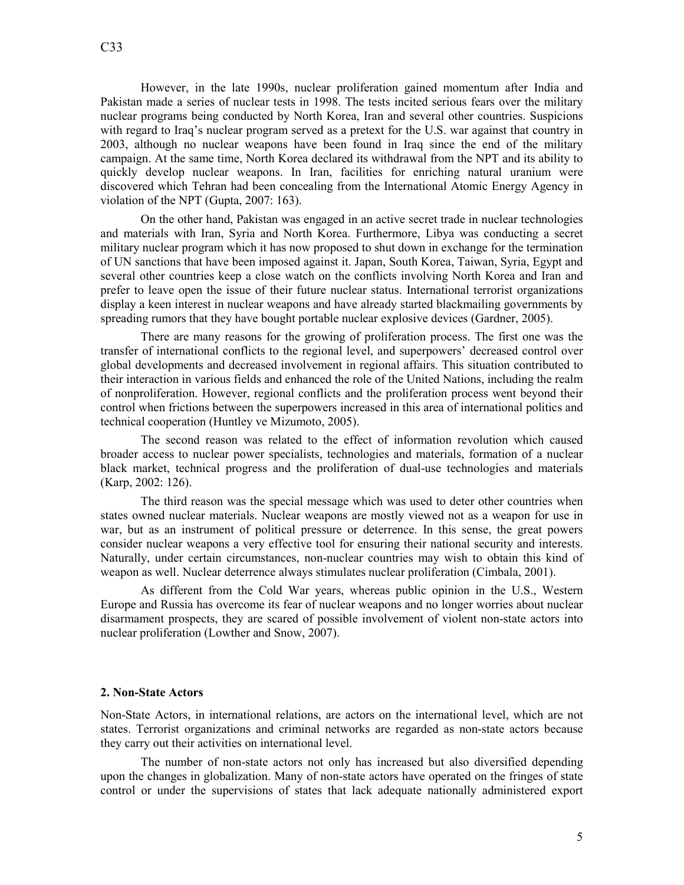However, in the late 1990s, nuclear proliferation gained momentum after India and Pakistan made a series of nuclear tests in 1998. The tests incited serious fears over the military nuclear programs being conducted by North Korea, Iran and several other countries. Suspicions with regard to Iraq's nuclear program served as a pretext for the U.S. war against that country in 2003, although no nuclear weapons have been found in Iraq since the end of the military campaign. At the same time, North Korea declared its withdrawal from the NPT and its ability to quickly develop nuclear weapons. In Iran, facilities for enriching natural uranium were discovered which Tehran had been concealing from the International Atomic Energy Agency in violation of the NPT (Gupta, 2007: 163).

On the other hand, Pakistan was engaged in an active secret trade in nuclear technologies and materials with Iran, Syria and North Korea. Furthermore, Libya was conducting a secret military nuclear program which it has now proposed to shut down in exchange for the termination of UN sanctions that have been imposed against it. Japan, South Korea, Taiwan, Syria, Egypt and several other countries keep a close watch on the conflicts involving North Korea and Iran and prefer to leave open the issue of their future nuclear status. International terrorist organizations display a keen interest in nuclear weapons and have already started blackmailing governments by spreading rumors that they have bought portable nuclear explosive devices (Gardner, 2005).

There are many reasons for the growing of proliferation process. The first one was the transfer of international conflicts to the regional level, and superpowers' decreased control over global developments and decreased involvement in regional affairs. This situation contributed to their interaction in various fields and enhanced the role of the United Nations, including the realm of nonproliferation. However, regional conflicts and the proliferation process went beyond their control when frictions between the superpowers increased in this area of international politics and technical cooperation (Huntley ve Mizumoto, 2005).

The second reason was related to the effect of information revolution which caused broader access to nuclear power specialists, technologies and materials, formation of a nuclear black market, technical progress and the proliferation of dual-use technologies and materials (Karp, 2002: 126).

The third reason was the special message which was used to deter other countries when states owned nuclear materials. Nuclear weapons are mostly viewed not as a weapon for use in war, but as an instrument of political pressure or deterrence. In this sense, the great powers consider nuclear weapons a very effective tool for ensuring their national security and interests. Naturally, under certain circumstances, non-nuclear countries may wish to obtain this kind of weapon as well. Nuclear deterrence always stimulates nuclear proliferation (Cimbala, 2001).

As different from the Cold War years, whereas public opinion in the U.S., Western Europe and Russia has overcome its fear of nuclear weapons and no longer worries about nuclear disarmament prospects, they are scared of possible involvement of violent non-state actors into nuclear proliferation (Lowther and Snow, 2007).

## 2. Non-State Actors

Non-State Actors, in international relations, are actors on the international level, which are not states. Terrorist organizations and criminal networks are regarded as non-state actors because they carry out their activities on international level.

The number of non-state actors not only has increased but also diversified depending upon the changes in globalization. Many of non-state actors have operated on the fringes of state control or under the supervisions of states that lack adequate nationally administered export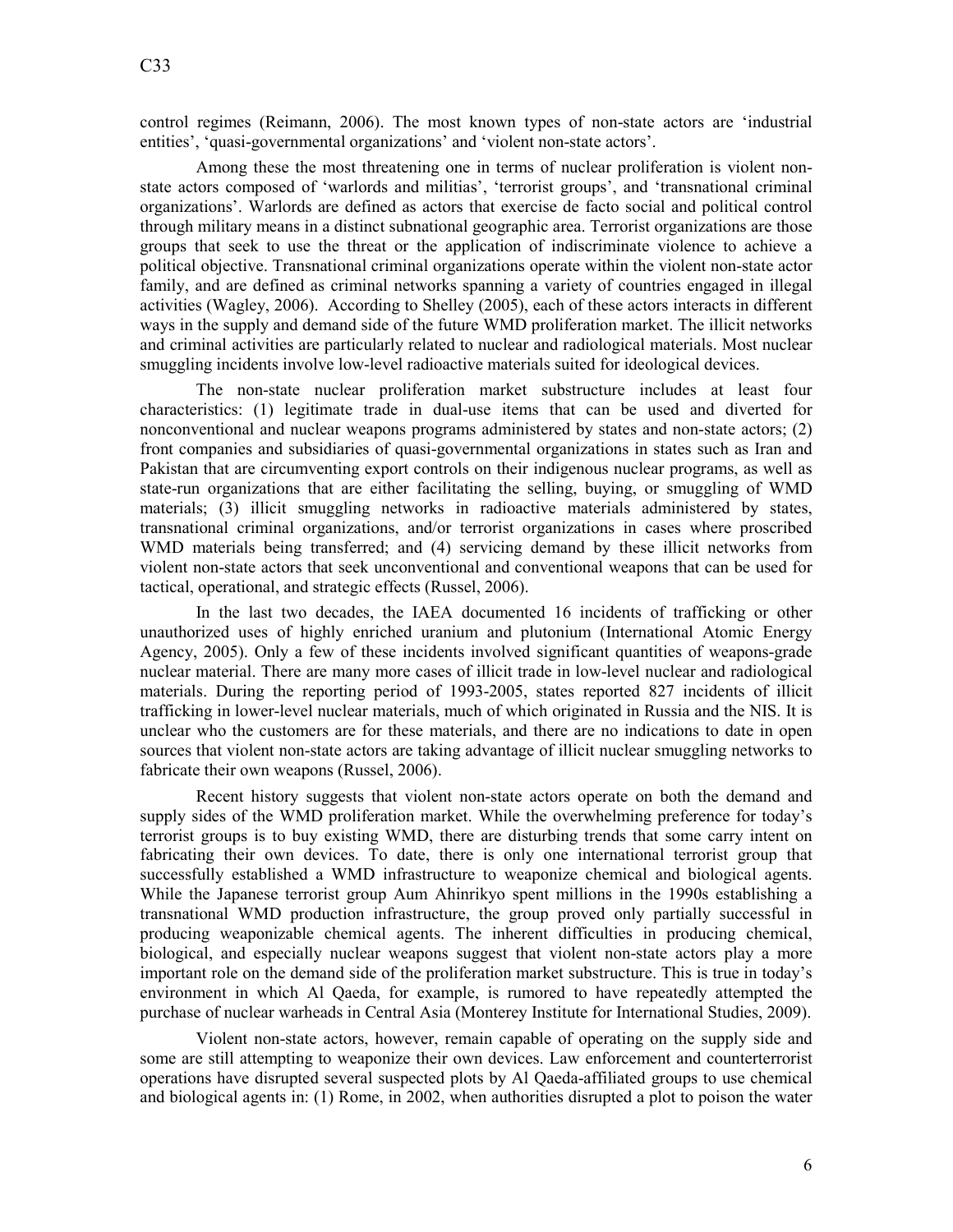control regimes (Reimann, 2006). The most known types of non-state actors are 'industrial entities', 'quasi-governmental organizations' and 'violent non-state actors'.

Among these the most threatening one in terms of nuclear proliferation is violent non-state actors composed of 'warlords and militias', 'terrorist groups', and 'transnational criminal organizations'. Warlords are defined as actors that exercise de facto social and political control through military means in a distinct subnational geographic area. Terrorist organizations are those groups that seek to use the threat or the application of indiscriminate violence to achieve a political objective. Transnational criminal organizations operate within the violent non-state actor family, and are defined as criminal networks spanning a variety of countries engaged in illegal activities (Wagley, 2006). According to Shelley (2005), each of these actors interacts in different ways in the supply and demand side of the future WMD proliferation market. The illicit networks and criminal activities are particularly related to nuclear and radiological materials. Most nuclear smuggling incidents involve low-level radioactive materials suited for ideological devices.

The non-state nuclear proliferation market substructure includes at least four characteristics: (1) legitimate trade in dual-use items that can be used and diverted for nonconventional and nuclear weapons programs administered by states and non-state actors; (2) front companies and subsidiaries of quasi-governmental organizations in states such as Iran and Pakistan that are circumventing export controls on their indigenous nuclear programs, as well as state-run organizations that are either facilitating the selling, buying, or smuggling of WMD materials; (3) illicit smuggling networks in radioactive materials administered by states, transnational criminal organizations, and/or terrorist organizations in cases where proscribed WMD materials being transferred; and (4) servicing demand by these illicit networks from violent non-state actors that seek unconventional and conventional weapons that can be used for tactical, operational, and strategic effects (Russel, 2006).

In the last two decades, the IAEA documented 16 incidents of trafficking or other unauthorized uses of highly enriched uranium and plutonium (International Atomic Energy Agency, 2005). Only a few of these incidents involved significant quantities of weapons-grade nuclear material. There are many more cases of illicit trade in low-level nuclear and radiological materials. During the reporting period of 1993-2005, states reported 827 incidents of illicit trafficking in lower-level nuclear materials, much of which originated in Russia and the NIS. It is unclear who the customers are for these materials, and there are no indications to date in open sources that violent non-state actors are taking advantage of illicit nuclear smuggling networks to fabricate their own weapons (Russel, 2006).

Recent history suggests that violent non-state actors operate on both the demand and supply sides of the WMD proliferation market. While the overwhelming preference for today's terrorist groups is to buy existing WMD, there are disturbing trends that some carry intent on fabricating their own devices. To date, there is only one international terrorist group that successfully established a WMD infrastructure to weaponize chemical and biological agents. While the Japanese terrorist group Aum Ahinrikyo spent millions in the 1990s establishing a transnational WMD production infrastructure, the group proved only partially successful in producing weaponizable chemical agents. The inherent difficulties in producing chemical, biological, and especially nuclear weapons suggest that violent non-state actors play a more important role on the demand side of the proliferation market substructure. This is true in today's environment in which Al Qaeda, for example, is rumored to have repeatedly attempted the purchase of nuclear warheads in Central Asia (Monterey Institute for International Studies, 2009).

Violent non-state actors, however, remain capable of operating on the supply side and some are still attempting to weaponize their own devices. Law enforcement and counterterrorist operations have disrupted several suspected plots by Al Qaeda-affiliated groups to use chemical and biological agents in: (1) Rome, in 2002, when authorities disrupted a plot to poison the water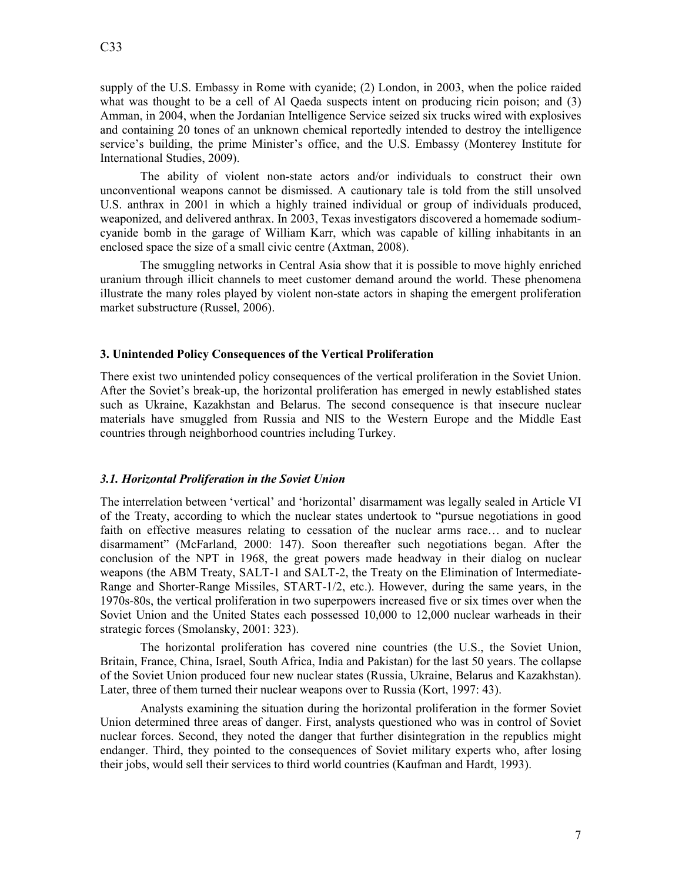supply of the U.S. Embassy in Rome with cyanide; (2) London, in 2003, when the police raided what was thought to be a cell of Al Qaeda suspects intent on producing ricin poison; and (3) Amman, in 2004, when the Jordanian Intelligence Service seized six trucks wired with explosives and containing 20 tones of an unknown chemical reportedly intended to destroy the intelligence service's building, the prime Minister's office, and the U.S. Embassy (Monterey Institute for International Studies, 2009).

The ability of violent non-state actors and/or individuals to construct their own unconventional weapons cannot be dismissed. A cautionary tale is told from the still unsolved U.S. anthrax in 2001 in which a highly trained individual or group of individuals produced, weaponized, and delivered anthrax. In 2003, Texas investigators discovered a homemade sodium-cyanide bomb in the garage of William Karr, which was capable of killing inhabitants in an enclosed space the size of a small civic centre (Axtman, 2008).

The smuggling networks in Central Asia show that it is possible to move highly enriched uranium through illicit channels to meet customer demand around the world. These phenomena illustrate the many roles played by violent non-state actors in shaping the emergent proliferation market substructure (Russel, 2006).

## 3. Unintended Policy Consequences of the Vertical Proliferation

There exist two unintended policy consequences of the vertical proliferation in the Soviet Union. After the Soviet's break-up, the horizontal proliferation has emerged in newly established states such as Ukraine, Kazakhstan and Belarus. The second consequence is that insecure nuclear materials have smuggled from Russia and NIS to the Western Europe and the Middle East countries through neighborhood countries including Turkey.

### *3.1. Horizontal Proliferation in the Soviet Union*

The interrelation between 'vertical' and 'horizontal' disarmament was legally sealed in Article VI of the Treaty, according to which the nuclear states undertook to "pursue negotiations in good faith on effective measures relating to cessation of the nuclear arms race… and to nuclear disarmament" (McFarland, 2000: 147). Soon thereafter such negotiations began. After the conclusion of the NPT in 1968, the great powers made headway in their dialog on nuclear weapons (the ABM Treaty, SALT-1 and SALT-2, the Treaty on the Elimination of Intermediate-Range and Shorter-Range Missiles, START-1/2, etc.). However, during the same years, in the 1970s-80s, the vertical proliferation in two superpowers increased five or six times over when the Soviet Union and the United States each possessed 10,000 to 12,000 nuclear warheads in their strategic forces (Smolansky, 2001: 323).

The horizontal proliferation has covered nine countries (the U.S., the Soviet Union, Britain, France, China, Israel, South Africa, India and Pakistan) for the last 50 years. The collapse of the Soviet Union produced four new nuclear states (Russia, Ukraine, Belarus and Kazakhstan). Later, three of them turned their nuclear weapons over to Russia (Kort, 1997: 43).

Analysts examining the situation during the horizontal proliferation in the former Soviet Union determined three areas of danger. First, analysts questioned who was in control of Soviet nuclear forces. Second, they noted the danger that further disintegration in the republics might endanger. Third, they pointed to the consequences of Soviet military experts who, after losing their jobs, would sell their services to third world countries (Kaufman and Hardt, 1993).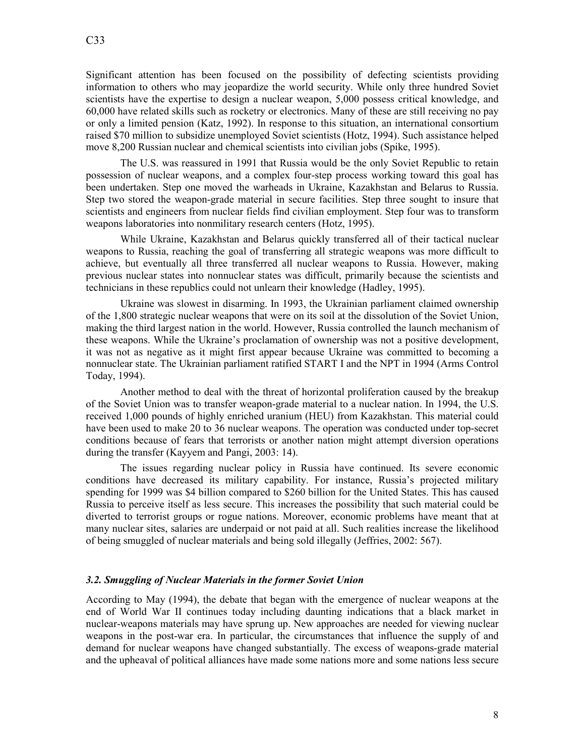Significant attention has been focused on the possibility of defecting scientists providing information to others who may jeopardize the world security. While only three hundred Soviet scientists have the expertise to design a nuclear weapon, 5,000 possess critical knowledge, and 60,000 have related skills such as rocketry or electronics. Many of these are still receiving no pay or only a limited pension (Katz, 1992). In response to this situation, an international consortium raised $70 million to subsidize unemployed Soviet scientists (Hotz, 1994). Such assistance helped move 8,200 Russian nuclear and chemical scientists into civilian jobs (Spike, 1995).

The U.S. was reassured in 1991 that Russia would be the only Soviet Republic to retain possession of nuclear weapons, and a complex four-step process working toward this goal has been undertaken. Step one moved the warheads in Ukraine, Kazakhstan and Belarus to Russia. Step two stored the weapon-grade material in secure facilities. Step three sought to insure that scientists and engineers from nuclear fields find civilian employment. Step four was to transform weapons laboratories into nonmilitary research centers (Hotz, 1995).

While Ukraine, Kazakhstan and Belarus quickly transferred all of their tactical nuclear weapons to Russia, reaching the goal of transferring all strategic weapons was more difficult to achieve, but eventually all three transferred all nuclear weapons to Russia. However, making previous nuclear states into nonnuclear states was difficult, primarily because the scientists and technicians in these republics could not unlearn their knowledge (Hadley, 1995).

Ukraine was slowest in disarming. In 1993, the Ukrainian parliament claimed ownership of the 1,800 strategic nuclear weapons that were on its soil at the dissolution of the Soviet Union, making the third largest nation in the world. However, Russia controlled the launch mechanism of these weapons. While the Ukraine's proclamation of ownership was not a positive development, it was not as negative as it might first appear because Ukraine was committed to becoming a nonnuclear state. The Ukrainian parliament ratified START I and the NPT in 1994 (Arms Control Today, 1994).

Another method to deal with the threat of horizontal proliferation caused by the breakup of the Soviet Union was to transfer weapon-grade material to a nuclear nation. In 1994, the U.S. received 1,000 pounds of highly enriched uranium (HEU) from Kazakhstan. This material could have been used to make 20 to 36 nuclear weapons. The operation was conducted under top-secret conditions because of fears that terrorists or another nation might attempt diversion operations during the transfer (Kayyem and Pangi, 2003: 14).

The issues regarding nuclear policy in Russia have continued. Its severe economic conditions have decreased its military capability. For instance, Russia's projected military spending for 1999 was $4 billion compared to $260 billion for the United States. This has caused Russia to perceive itself as less secure. This increases the possibility that such material could be diverted to terrorist groups or rogue nations. Moreover, economic problems have meant that at many nuclear sites, salaries are underpaid or not paid at all. Such realities increase the likelihood of being smuggled of nuclear materials and being sold illegally (Jeffries, 2002: 567).

### *3.2. Smuggling of Nuclear Materials in the former Soviet Union*

According to May (1994), the debate that began with the emergence of nuclear weapons at the end of World War II continues today including daunting indications that a black market in nuclear-weapons materials may have sprung up. New approaches are needed for viewing nuclear weapons in the post-war era. In particular, the circumstances that influence the supply of and demand for nuclear weapons have changed substantially. The excess of weapons-grade material and the upheaval of political alliances have made some nations more and some nations less secure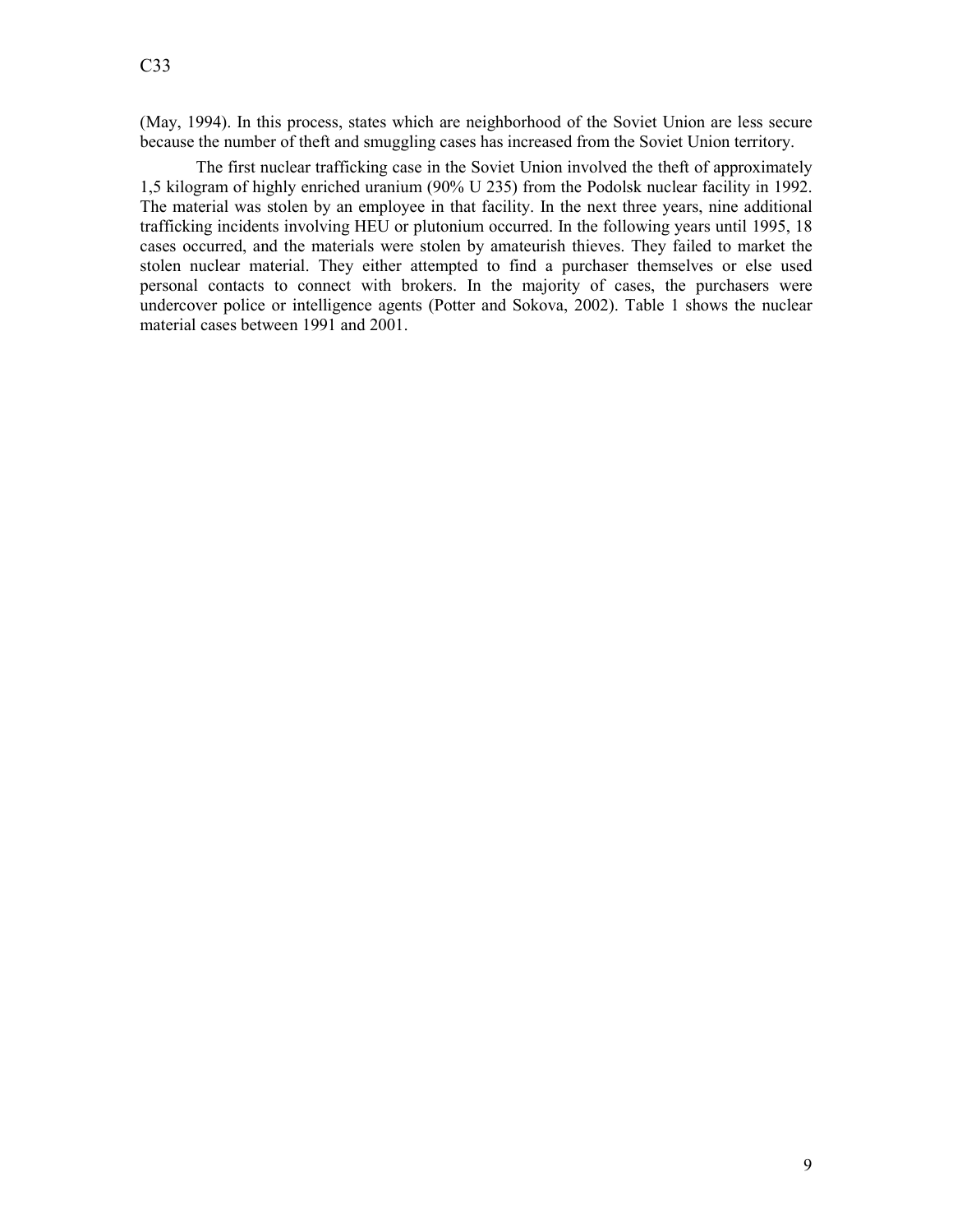(May, 1994). In this process, states which are neighborhood of the Soviet Union are less secure because the number of theft and smuggling cases has increased from the Soviet Union territory.

The first nuclear trafficking case in the Soviet Union involved the theft of approximately 1,5 kilogram of highly enriched uranium (90% U 235) from the Podolsk nuclear facility in 1992. The material was stolen by an employee in that facility. In the next three years, nine additional trafficking incidents involving HEU or plutonium occurred. In the following years until 1995, 18 cases occurred, and the materials were stolen by amateurish thieves. They failed to market the stolen nuclear material. They either attempted to find a purchaser themselves or else used personal contacts to connect with brokers. In the majority of cases, the purchasers were undercover police or intelligence agents (Potter and Sokova, 2002). Table 1 shows the nuclear material cases between 1991 and 2001.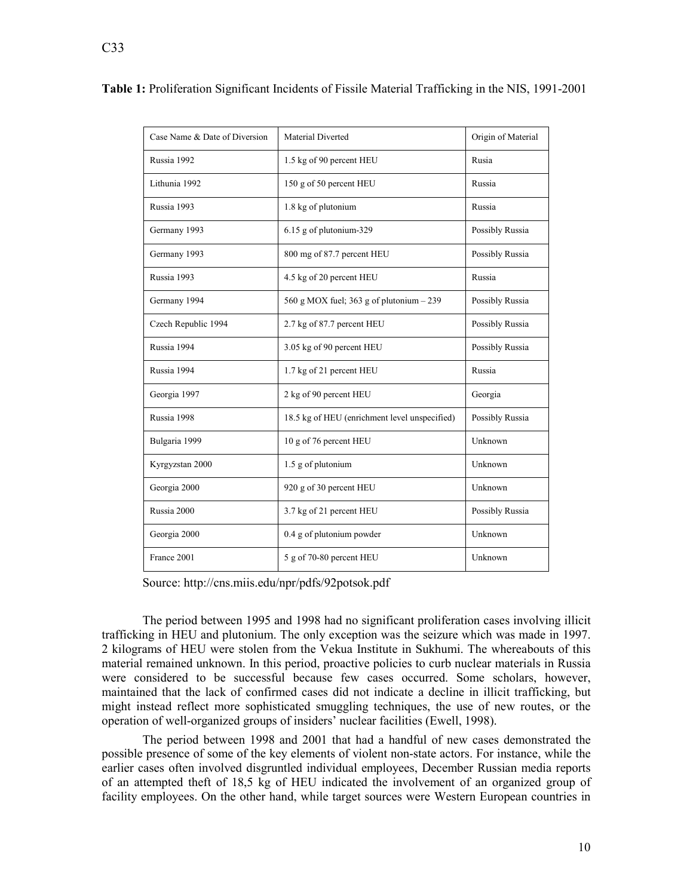**Table 1:** Proliferation Significant Incidents of Fissile Material Trafficking in the NIS, 1991-2001

| Case Name & Date of Diversion | Material Diverted | Origin of Material |
|---|---|---|
| Russia 1992 | 1.5 kg of 90 percent HEU | Rusia |
| Lithunia 1992 | 150 g of 50 percent HEU | Russia |
| Russia 1993 | 1.8 kg of plutonium | Russia |
| Germany 1993 | 6.15 g of plutonium-329 | Possibly Russia |
| Germany 1993 | 800 mg of 87.7 percent HEU | Possibly Russia |
| Russia 1993 | 4.5 kg of 20 percent HEU | Russia |
| Germany 1994 | 560 g MOX fuel; 363 g of plutonium – 239 | Possibly Russia |
| Czech Republic 1994 | 2.7 kg of 87.7 percent HEU | Possibly Russia |
| Russia 1994 | 3.05 kg of 90 percent HEU | Possibly Russia |
| Russia 1994 | 1.7 kg of 21 percent HEU | Russia |
| Georgia 1997 | 2 kg of 90 percent HEU | Georgia |
| Russia 1998 | 18.5 kg of HEU (enrichment level unspecified) | Possibly Russia |
| Bulgaria 1999 | 10 g of 76 percent HEU | Unknown |
| Kyrgyzstan 2000 | 1.5 g of plutonium | Unknown |
| Georgia 2000 | 920 g of 30 percent HEU | Unknown |
| Russia 2000 | 3.7 kg of 21 percent HEU | Possibly Russia |
| Georgia 2000 | 0.4 g of plutonium powder | Unknown |
| France 2001 | 5 g of 70-80 percent HEU | Unknown |

Source: http://cns.miis.edu/npr/pdfs/92potsok.pdf

The period between 1995 and 1998 had no significant proliferation cases involving illicit trafficking in HEU and plutonium. The only exception was the seizure which was made in 1997. 2 kilograms of HEU were stolen from the Vekua Institute in Sukhumi. The whereabouts of this material remained unknown. In this period, proactive policies to curb nuclear materials in Russia were considered to be successful because few cases occurred. Some scholars, however, maintained that the lack of confirmed cases did not indicate a decline in illicit trafficking, but might instead reflect more sophisticated smuggling techniques, the use of new routes, or the operation of well-organized groups of insiders' nuclear facilities (Ewell, 1998).

The period between 1998 and 2001 that had a handful of new cases demonstrated the possible presence of some of the key elements of violent non-state actors. For instance, while the earlier cases often involved disgruntled individual employees, December Russian media reports of an attempted theft of 18,5 kg of HEU indicated the involvement of an organized group of facility employees. On the other hand, while target sources were Western European countries in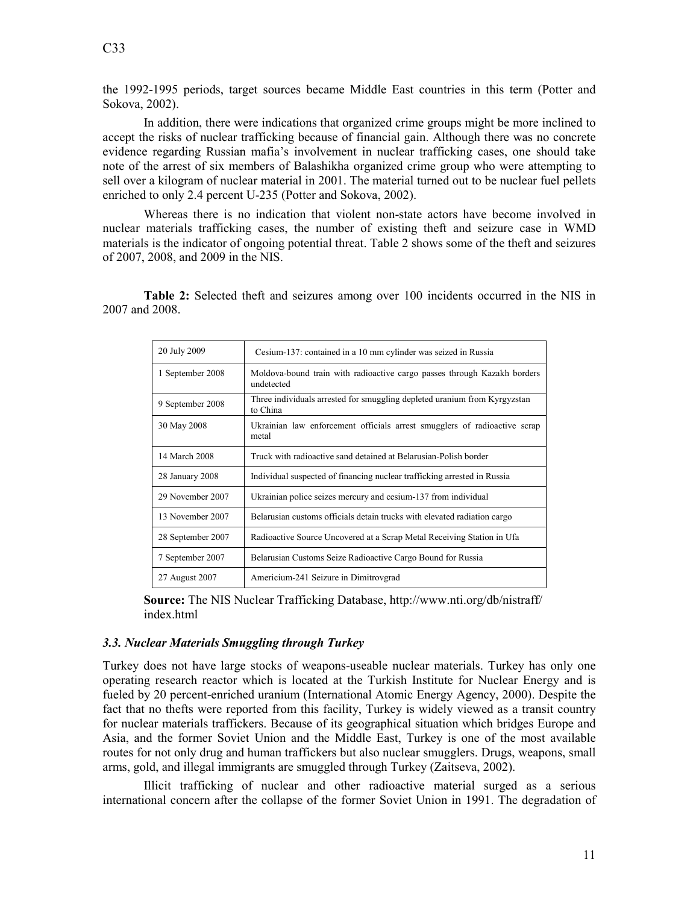the 1992-1995 periods, target sources became Middle East countries in this term (Potter and Sokova, 2002).

In addition, there were indications that organized crime groups might be more inclined to accept the risks of nuclear trafficking because of financial gain. Although there was no concrete evidence regarding Russian mafia's involvement in nuclear trafficking cases, one should take note of the arrest of six members of Balashikha organized crime group who were attempting to sell over a kilogram of nuclear material in 2001. The material turned out to be nuclear fuel pellets enriched to only 2.4 percent U-235 (Potter and Sokova, 2002).

Whereas there is no indication that violent non-state actors have become involved in nuclear materials trafficking cases, the number of existing theft and seizure case in WMD materials is the indicator of ongoing potential threat. Table 2 shows some of the theft and seizures of 2007, 2008, and 2009 in the NIS.

**Table 2:** Selected theft and seizures among over 100 incidents occurred in the NIS in 2007 and 2008.

| | |
|---|---|
| 20 July 2009 | Cesium-137: contained in a 10 mm cylinder was seized in Russia |
| 1 September 2008 | Moldova-bound train with radioactive cargo passes through Kazakh borders undetected |
| 9 September 2008 | Three individuals arrested for smuggling depleted uranium from Kyrgyzstan to China |
| 30 May 2008 | Ukrainian law enforcement officials arrest smugglers of radioactive scrap metal |
| 14 March 2008 | Truck with radioactive sand detained at Belarusian-Polish border |
| 28 January 2008 | Individual suspected of financing nuclear trafficking arrested in Russia |
| 29 November 2007 | Ukrainian police seizes mercury and cesium-137 from individual |
| 13 November 2007 | Belarusian customs officials detain trucks with elevated radiation cargo |
| 28 September 2007 | Radioactive Source Uncovered at a Scrap Metal Receiving Station in Ufa |
| 7 September 2007 | Belarusian Customs Seize Radioactive Cargo Bound for Russia |
| 27 August 2007 | Americium-241 Seizure in Dimitrovgrad |

**Source:** The NIS Nuclear Trafficking Database, http://www.nti.org/db/nistraff/index.html

### *3.3. Nuclear Materials Smuggling through Turkey*

Turkey does not have large stocks of weapons-useable nuclear materials. Turkey has only one operating research reactor which is located at the Turkish Institute for Nuclear Energy and is fueled by 20 percent-enriched uranium (International Atomic Energy Agency, 2000). Despite the fact that no thefts were reported from this facility, Turkey is widely viewed as a transit country for nuclear materials traffickers. Because of its geographical situation which bridges Europe and Asia, and the former Soviet Union and the Middle East, Turkey is one of the most available routes for not only drug and human traffickers but also nuclear smugglers. Drugs, weapons, small arms, gold, and illegal immigrants are smuggled through Turkey (Zaitseva, 2002).

Illicit trafficking of nuclear and other radioactive material surged as a serious international concern after the collapse of the former Soviet Union in 1991. The degradation of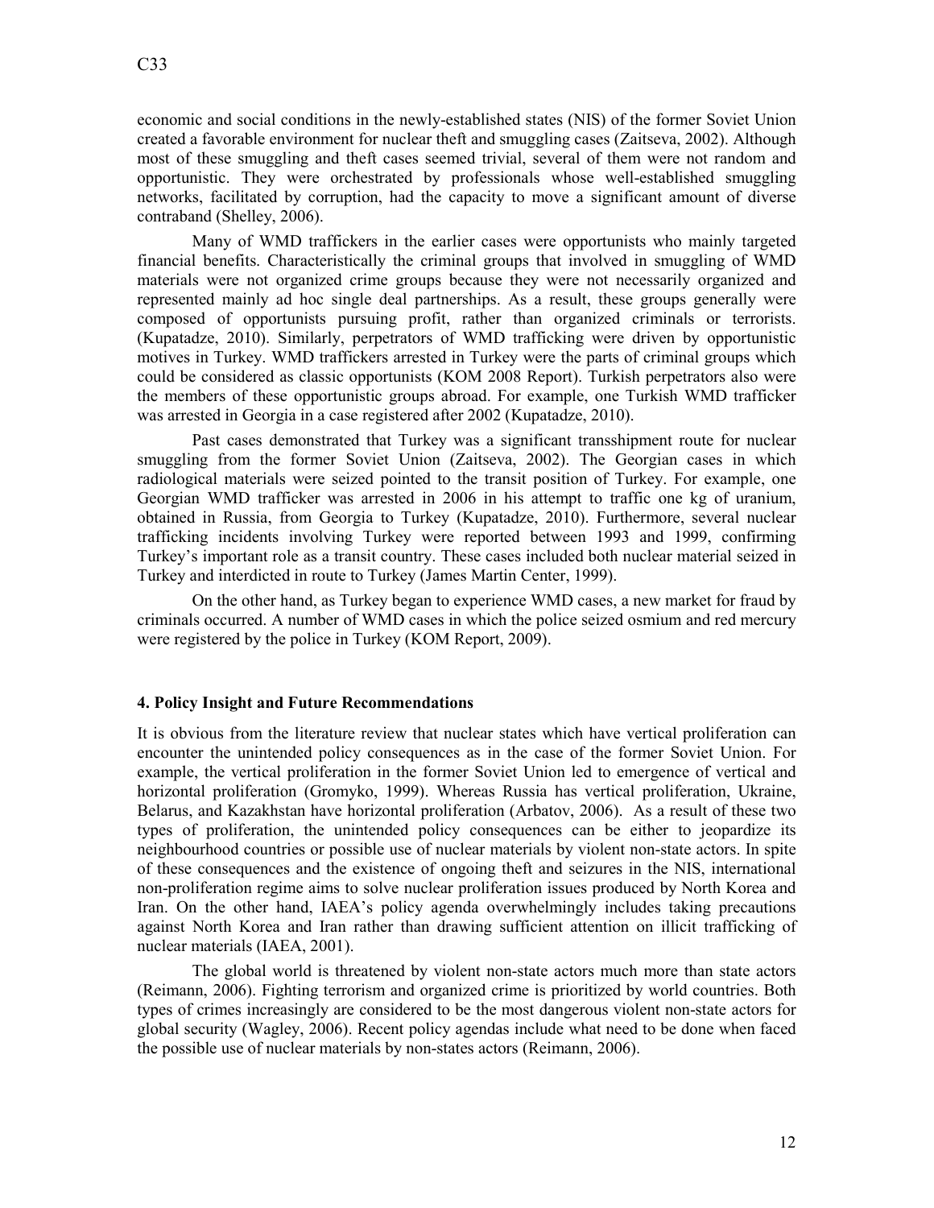economic and social conditions in the newly-established states (NIS) of the former Soviet Union created a favorable environment for nuclear theft and smuggling cases (Zaitseva, 2002). Although most of these smuggling and theft cases seemed trivial, several of them were not random and opportunistic. They were orchestrated by professionals whose well-established smuggling networks, facilitated by corruption, had the capacity to move a significant amount of diverse contraband (Shelley, 2006).

Many of WMD traffickers in the earlier cases were opportunists who mainly targeted financial benefits. Characteristically the criminal groups that involved in smuggling of WMD materials were not organized crime groups because they were not necessarily organized and represented mainly ad hoc single deal partnerships. As a result, these groups generally were composed of opportunists pursuing profit, rather than organized criminals or terrorists. (Kupatadze, 2010). Similarly, perpetrators of WMD trafficking were driven by opportunistic motives in Turkey. WMD traffickers arrested in Turkey were the parts of criminal groups which could be considered as classic opportunists (KOM 2008 Report). Turkish perpetrators also were the members of these opportunistic groups abroad. For example, one Turkish WMD trafficker was arrested in Georgia in a case registered after 2002 (Kupatadze, 2010).

Past cases demonstrated that Turkey was a significant transshipment route for nuclear smuggling from the former Soviet Union (Zaitseva, 2002). The Georgian cases in which radiological materials were seized pointed to the transit position of Turkey. For example, one Georgian WMD trafficker was arrested in 2006 in his attempt to traffic one kg of uranium, obtained in Russia, from Georgia to Turkey (Kupatadze, 2010). Furthermore, several nuclear trafficking incidents involving Turkey were reported between 1993 and 1999, confirming Turkey's important role as a transit country. These cases included both nuclear material seized in Turkey and interdicted in route to Turkey (James Martin Center, 1999).

On the other hand, as Turkey began to experience WMD cases, a new market for fraud by criminals occurred. A number of WMD cases in which the police seized osmium and red mercury were registered by the police in Turkey (KOM Report, 2009).

## 4. Policy Insight and Future Recommendations

It is obvious from the literature review that nuclear states which have vertical proliferation can encounter the unintended policy consequences as in the case of the former Soviet Union. For example, the vertical proliferation in the former Soviet Union led to emergence of vertical and horizontal proliferation (Gromyko, 1999). Whereas Russia has vertical proliferation, Ukraine, Belarus, and Kazakhstan have horizontal proliferation (Arbatov, 2006). As a result of these two types of proliferation, the unintended policy consequences can be either to jeopardize its neighbourhood countries or possible use of nuclear materials by violent non-state actors. In spite of these consequences and the existence of ongoing theft and seizures in the NIS, international non-proliferation regime aims to solve nuclear proliferation issues produced by North Korea and Iran. On the other hand, IAEA's policy agenda overwhelmingly includes taking precautions against North Korea and Iran rather than drawing sufficient attention on illicit trafficking of nuclear materials (IAEA, 2001).

The global world is threatened by violent non-state actors much more than state actors (Reimann, 2006). Fighting terrorism and organized crime is prioritized by world countries. Both types of crimes increasingly are considered to be the most dangerous violent non-state actors for global security (Wagley, 2006). Recent policy agendas include what need to be done when faced the possible use of nuclear materials by non-states actors (Reimann, 2006).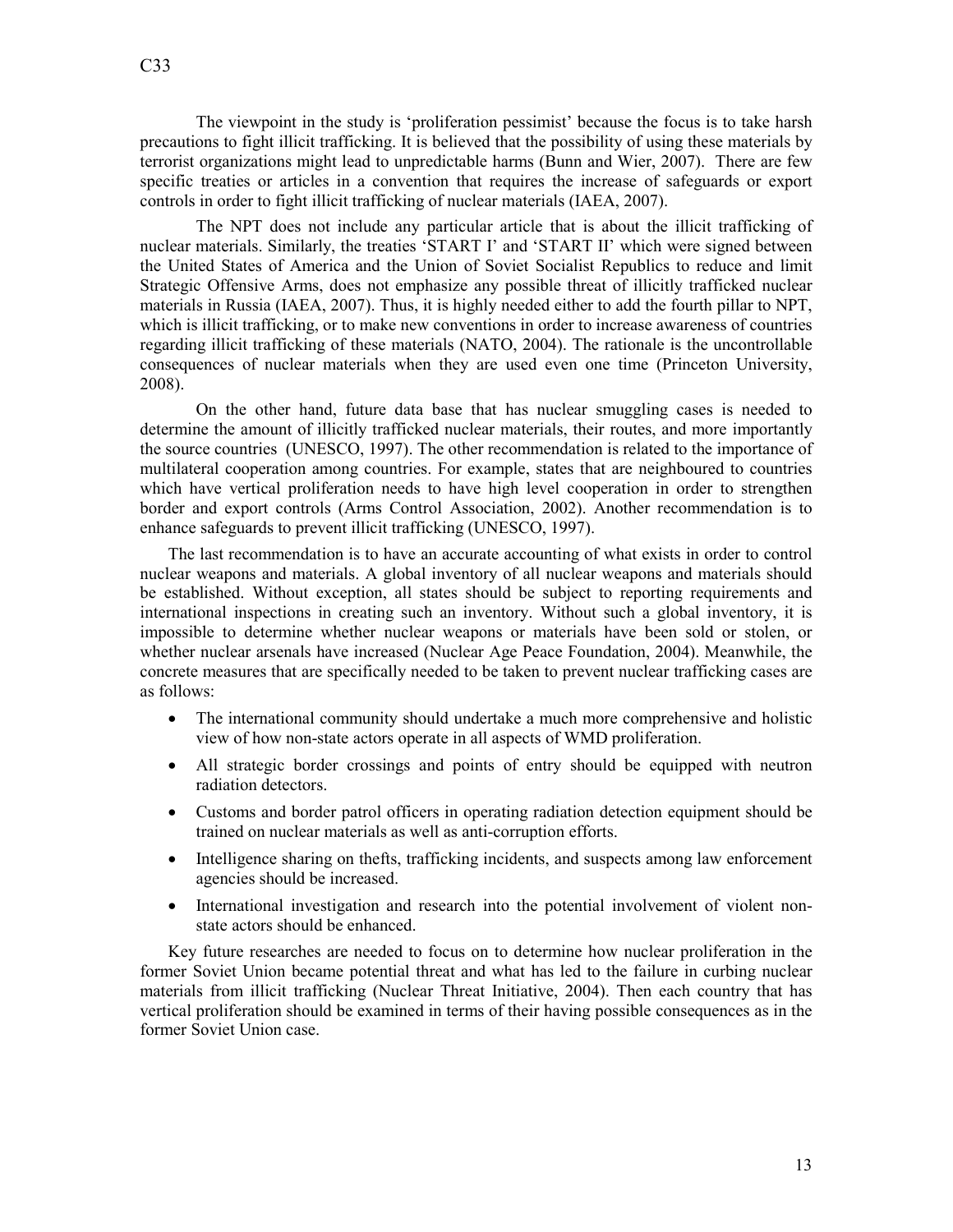The viewpoint in the study is 'proliferation pessimist' because the focus is to take harsh precautions to fight illicit trafficking. It is believed that the possibility of using these materials by terrorist organizations might lead to unpredictable harms (Bunn and Wier, 2007). There are few specific treaties or articles in a convention that requires the increase of safeguards or export controls in order to fight illicit trafficking of nuclear materials (IAEA, 2007).

The NPT does not include any particular article that is about the illicit trafficking of nuclear materials. Similarly, the treaties 'START I' and 'START II' which were signed between the United States of America and the Union of Soviet Socialist Republics to reduce and limit Strategic Offensive Arms, does not emphasize any possible threat of illicitly trafficked nuclear materials in Russia (IAEA, 2007). Thus, it is highly needed either to add the fourth pillar to NPT, which is illicit trafficking, or to make new conventions in order to increase awareness of countries regarding illicit trafficking of these materials (NATO, 2004). The rationale is the uncontrollable consequences of nuclear materials when they are used even one time (Princeton University, 2008).

On the other hand, future data base that has nuclear smuggling cases is needed to determine the amount of illicitly trafficked nuclear materials, their routes, and more importantly the source countries (UNESCO, 1997). The other recommendation is related to the importance of multilateral cooperation among countries. For example, states that are neighboured to countries which have vertical proliferation needs to have high level cooperation in order to strengthen border and export controls (Arms Control Association, 2002). Another recommendation is to enhance safeguards to prevent illicit trafficking (UNESCO, 1997).

The last recommendation is to have an accurate accounting of what exists in order to control nuclear weapons and materials. A global inventory of all nuclear weapons and materials should be established. Without exception, all states should be subject to reporting requirements and international inspections in creating such an inventory. Without such a global inventory, it is impossible to determine whether nuclear weapons or materials have been sold or stolen, or whether nuclear arsenals have increased (Nuclear Age Peace Foundation, 2004). Meanwhile, the concrete measures that are specifically needed to be taken to prevent nuclear trafficking cases are as follows:

- The international community should undertake a much more comprehensive and holistic view of how non-state actors operate in all aspects of WMD proliferation.
- All strategic border crossings and points of entry should be equipped with neutron radiation detectors.
- Customs and border patrol officers in operating radiation detection equipment should be trained on nuclear materials as well as anti-corruption efforts.
- Intelligence sharing on thefts, trafficking incidents, and suspects among law enforcement agencies should be increased.
- International investigation and research into the potential involvement of violent non-state actors should be enhanced.

Key future researches are needed to focus on to determine how nuclear proliferation in the former Soviet Union became potential threat and what has led to the failure in curbing nuclear materials from illicit trafficking (Nuclear Threat Initiative, 2004). Then each country that has vertical proliferation should be examined in terms of their having possible consequences as in the former Soviet Union case.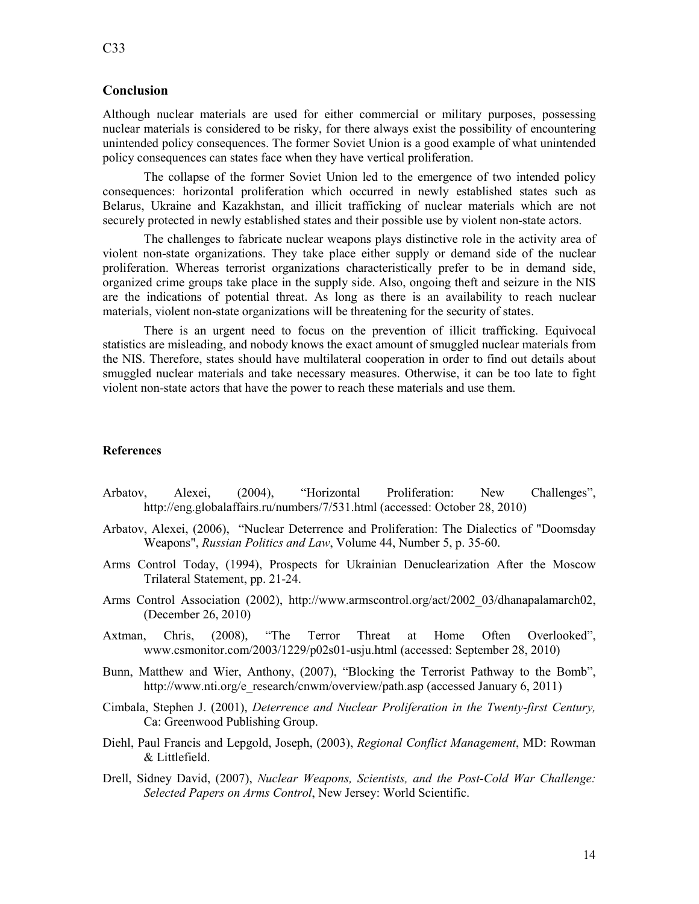## Conclusion

Although nuclear materials are used for either commercial or military purposes, possessing nuclear materials is considered to be risky, for there always exist the possibility of encountering unintended policy consequences. The former Soviet Union is a good example of what unintended policy consequences can states face when they have vertical proliferation.

The collapse of the former Soviet Union led to the emergence of two intended policy consequences: horizontal proliferation which occurred in newly established states such as Belarus, Ukraine and Kazakhstan, and illicit trafficking of nuclear materials which are not securely protected in newly established states and their possible use by violent non-state actors.

The challenges to fabricate nuclear weapons plays distinctive role in the activity area of violent non-state organizations. They take place either supply or demand side of the nuclear proliferation. Whereas terrorist organizations characteristically prefer to be in demand side, organized crime groups take place in the supply side. Also, ongoing theft and seizure in the NIS are the indications of potential threat. As long as there is an availability to reach nuclear materials, violent non-state organizations will be threatening for the security of states.

There is an urgent need to focus on the prevention of illicit trafficking. Equivocal statistics are misleading, and nobody knows the exact amount of smuggled nuclear materials from the NIS. Therefore, states should have multilateral cooperation in order to find out details about smuggled nuclear materials and take necessary measures. Otherwise, it can be too late to fight violent non-state actors that have the power to reach these materials and use them.

### References

Arbatov, Alexei, (2004), "Horizontal Proliferation: New Challenges", http://eng.globalaffairs.ru/numbers/7/531.html (accessed: October 28, 2010)

Arbatov, Alexei, (2006), "Nuclear Deterrence and Proliferation: The Dialectics of "Doomsday Weapons", *Russian Politics and Law*, Volume 44, Number 5, p. 35-60.

Arms Control Today, (1994), Prospects for Ukrainian Denuclearization After the Moscow Trilateral Statement, pp. 21-24.

Arms Control Association (2002), http://www.armscontrol.org/act/2002_03/dhanapalamarch02, (December 26, 2010)

Axtman, Chris, (2008), "The Terror Threat at Home Often Overlooked", www.csmonitor.com/2003/1229/p02s01-usju.html (accessed: September 28, 2010)

Bunn, Matthew and Wier, Anthony, (2007), "Blocking the Terrorist Pathway to the Bomb", http://www.nti.org/e_research/cnwm/overview/path.asp (accessed January 6, 2011)

Cimbala, Stephen J. (2001), *Deterrence and Nuclear Proliferation in the Twenty-first Century,* Ca: Greenwood Publishing Group.

Diehl, Paul Francis and Lepgold, Joseph, (2003), *Regional Conflict Management*, MD: Rowman & Littlefield.

Drell, Sidney David, (2007), *Nuclear Weapons, Scientists, and the Post-Cold War Challenge: Selected Papers on Arms Control*, New Jersey: World Scientific.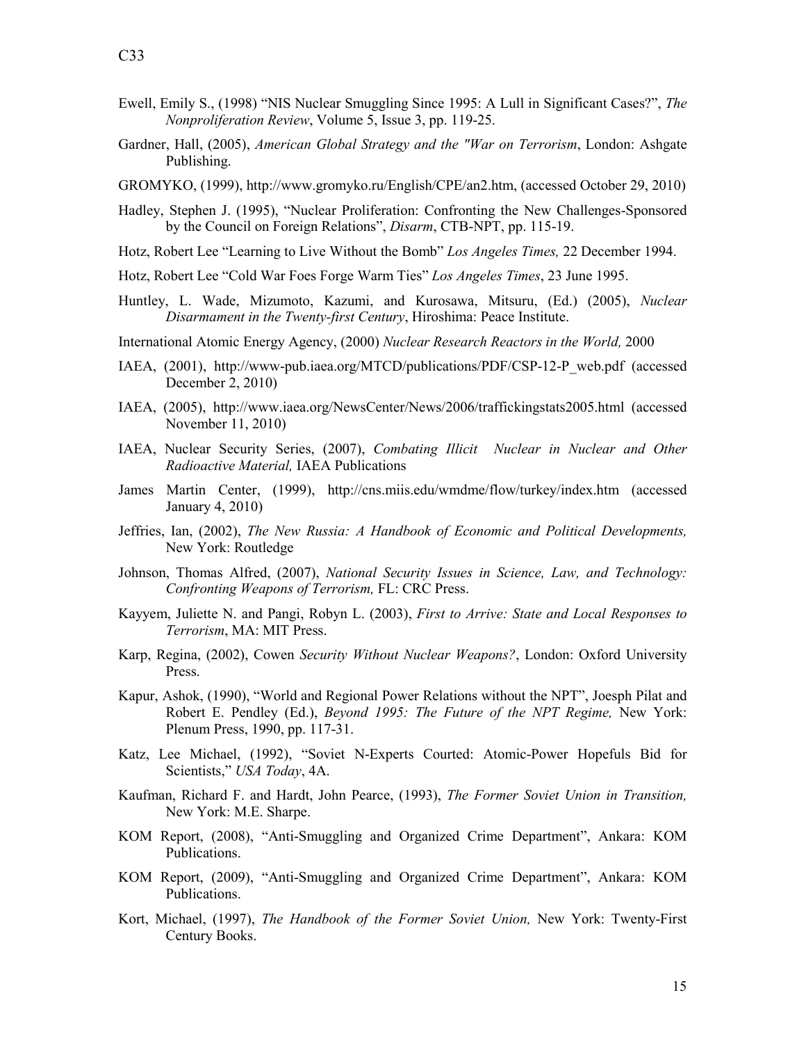Ewell, Emily S., (1998) "NIS Nuclear Smuggling Since 1995: A Lull in Significant Cases?", *The Nonproliferation Review*, Volume 5, Issue 3, pp. 119-25.

Gardner, Hall, (2005), *American Global Strategy and the "War on Terrorism*, London: Ashgate Publishing.

GROMYKO, (1999), http://www.gromyko.ru/English/CPE/an2.htm, (accessed October 29, 2010)

Hadley, Stephen J. (1995), "Nuclear Proliferation: Confronting the New Challenges-Sponsored by the Council on Foreign Relations", *Disarm*, CTB-NPT, pp. 115-19.

Hotz, Robert Lee "Learning to Live Without the Bomb" *Los Angeles Times,* 22 December 1994.

Hotz, Robert Lee "Cold War Foes Forge Warm Ties" *Los Angeles Times*, 23 June 1995.

Huntley, L. Wade, Mizumoto, Kazumi, and Kurosawa, Mitsuru, (Ed.) (2005), *Nuclear Disarmament in the Twenty-first Century*, Hiroshima: Peace Institute.

International Atomic Energy Agency, (2000) *Nuclear Research Reactors in the World,* 2000

IAEA, (2001), http://www-pub.iaea.org/MTCD/publications/PDF/CSP-12-P_web.pdf (accessed December 2, 2010)

IAEA, (2005), http://www.iaea.org/NewsCenter/News/2006/traffickingstats2005.html (accessed November 11, 2010)

IAEA, Nuclear Security Series, (2007), *Combating Illicit Nuclear in Nuclear and Other Radioactive Material,* IAEA Publications

James Martin Center, (1999), http://cns.miis.edu/wmdme/flow/turkey/index.htm (accessed January 4, 2010)

Jeffries, Ian, (2002), *The New Russia: A Handbook of Economic and Political Developments,* New York: Routledge

Johnson, Thomas Alfred, (2007), *National Security Issues in Science, Law, and Technology: Confronting Weapons of Terrorism,* FL: CRC Press.

Kayyem, Juliette N. and Pangi, Robyn L. (2003), *First to Arrive: State and Local Responses to Terrorism*, MA: MIT Press.

Karp, Regina, (2002), Cowen *Security Without Nuclear Weapons?*, London: Oxford University Press.

Kapur, Ashok, (1990), "World and Regional Power Relations without the NPT", Joesph Pilat and Robert E. Pendley (Ed.), *Beyond 1995: The Future of the NPT Regime,* New York: Plenum Press, 1990, pp. 117-31.

Katz, Lee Michael, (1992), "Soviet N-Experts Courted: Atomic-Power Hopefuls Bid for Scientists," *USA Today*, 4A.

Kaufman, Richard F. and Hardt, John Pearce, (1993), *The Former Soviet Union in Transition,* New York: M.E. Sharpe.

KOM Report, (2008), "Anti-Smuggling and Organized Crime Department", Ankara: KOM Publications.

KOM Report, (2009), "Anti-Smuggling and Organized Crime Department", Ankara: KOM Publications.

Kort, Michael, (1997), *The Handbook of the Former Soviet Union,* New York: Twenty-First Century Books.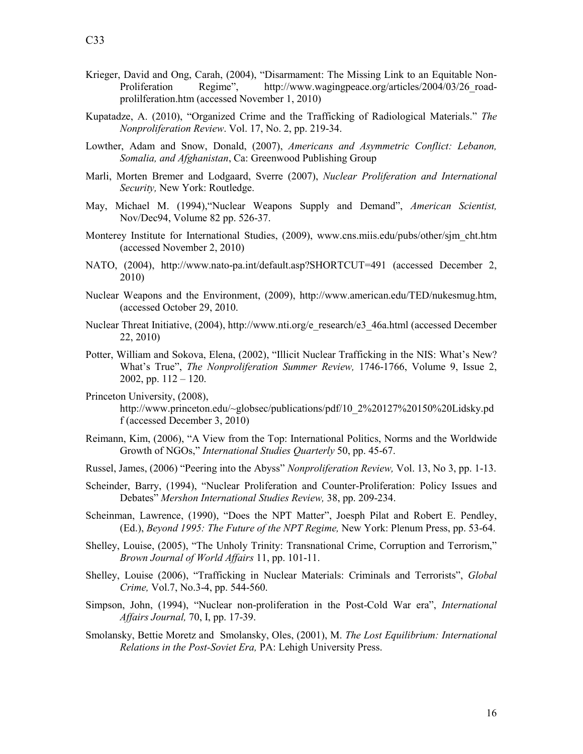Krieger, David and Ong, Carah, (2004), "Disarmament: The Missing Link to an Equitable Non-Proliferation Regime", http://www.wagingpeace.org/articles/2004/03/26_road-prolilferation.htm (accessed November 1, 2010)

Kupatadze, A. (2010), "Organized Crime and the Trafficking of Radiological Materials." *The Nonproliferation Review*. Vol. 17, No. 2, pp. 219-34.

Lowther, Adam and Snow, Donald, (2007), *Americans and Asymmetric Conflict: Lebanon, Somalia, and Afghanistan*, Ca: Greenwood Publishing Group

Marli, Morten Bremer and Lodgaard, Sverre (2007), *Nuclear Proliferation and International Security,* New York: Routledge.

May, Michael M. (1994),"Nuclear Weapons Supply and Demand", *American Scientist,* Nov/Dec94, Volume 82 pp. 526-37.

Monterey Institute for International Studies, (2009), www.cns.miis.edu/pubs/other/sjm_cht.htm (accessed November 2, 2010)

NATO, (2004), http://www.nato-pa.int/default.asp?SHORTCUT=491 (accessed December 2, 2010)

Nuclear Weapons and the Environment, (2009), http://www.american.edu/TED/nukesmug.htm, (accessed October 29, 2010.

Nuclear Threat Initiative, (2004), http://www.nti.org/e_research/e3_46a.html (accessed December 22, 2010)

Potter, William and Sokova, Elena, (2002), "Illicit Nuclear Trafficking in the NIS: What's New? What's True", *The Nonproliferation Summer Review,* 1746-1766, Volume 9, Issue 2, 2002, pp. 112 – 120.

Princeton University, (2008), http://www.princeton.edu/~globsec/publications/pdf/10_2%20127%20150%20Lidsky.pdf (accessed December 3, 2010)

Reimann, Kim, (2006), "A View from the Top: International Politics, Norms and the Worldwide Growth of NGOs," *International Studies Quarterly* 50, pp. 45-67.

Russel, James, (2006) "Peering into the Abyss" *Nonproliferation Review,* Vol. 13, No 3, pp. 1-13.

Scheinder, Barry, (1994), "Nuclear Proliferation and Counter-Proliferation: Policy Issues and Debates" *Mershon International Studies Review,* 38, pp. 209-234.

Scheinman, Lawrence, (1990), "Does the NPT Matter", Joesph Pilat and Robert E. Pendley, (Ed.), *Beyond 1995: The Future of the NPT Regime,* New York: Plenum Press, pp. 53-64.

Shelley, Louise, (2005), "The Unholy Trinity: Transnational Crime, Corruption and Terrorism," *Brown Journal of World Affairs* 11, pp. 101-11.

Shelley, Louise (2006), "Trafficking in Nuclear Materials: Criminals and Terrorists", *Global Crime,* Vol.7, No.3-4, pp. 544-560.

Simpson, John, (1994), "Nuclear non-proliferation in the Post-Cold War era", *International Affairs Journal,* 70, I, pp. 17-39.

Smolansky, Bettie Moretz and Smolansky, Oles, (2001), M. *The Lost Equilibrium: International Relations in the Post-Soviet Era,* PA: Lehigh University Press.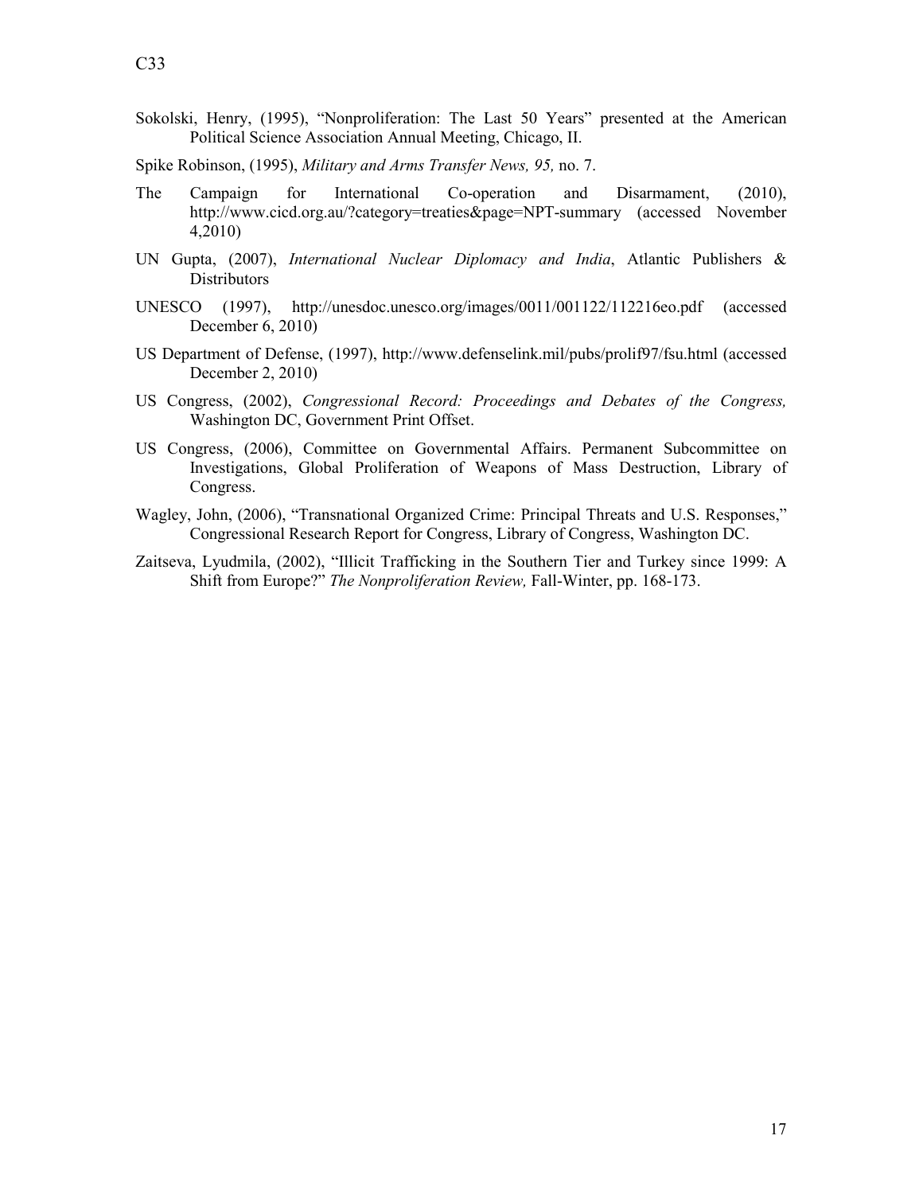Sokolski, Henry, (1995), "Nonproliferation: The Last 50 Years" presented at the American Political Science Association Annual Meeting, Chicago, II.

Spike Robinson, (1995), *Military and Arms Transfer News, 95,* no. 7.

The Campaign for International Co-operation and Disarmament, (2010), http://www.cicd.org.au/?category=treaties&page=NPT-summary (accessed November 4,2010)

UN Gupta, (2007), *International Nuclear Diplomacy and India*, Atlantic Publishers & Distributors

UNESCO (1997), http://unesdoc.unesco.org/images/0011/001122/112216eo.pdf (accessed December 6, 2010)

US Department of Defense, (1997), http://www.defenselink.mil/pubs/prolif97/fsu.html (accessed December 2, 2010)

US Congress, (2002), *Congressional Record: Proceedings and Debates of the Congress,* Washington DC, Government Print Offset.

US Congress, (2006), Committee on Governmental Affairs. Permanent Subcommittee on Investigations, Global Proliferation of Weapons of Mass Destruction, Library of Congress.

Wagley, John, (2006), "Transnational Organized Crime: Principal Threats and U.S. Responses," Congressional Research Report for Congress, Library of Congress, Washington DC.

Zaitseva, Lyudmila, (2002), "Illicit Trafficking in the Southern Tier and Turkey since 1999: A Shift from Europe?" *The Nonproliferation Review,* Fall-Winter, pp. 168-173.